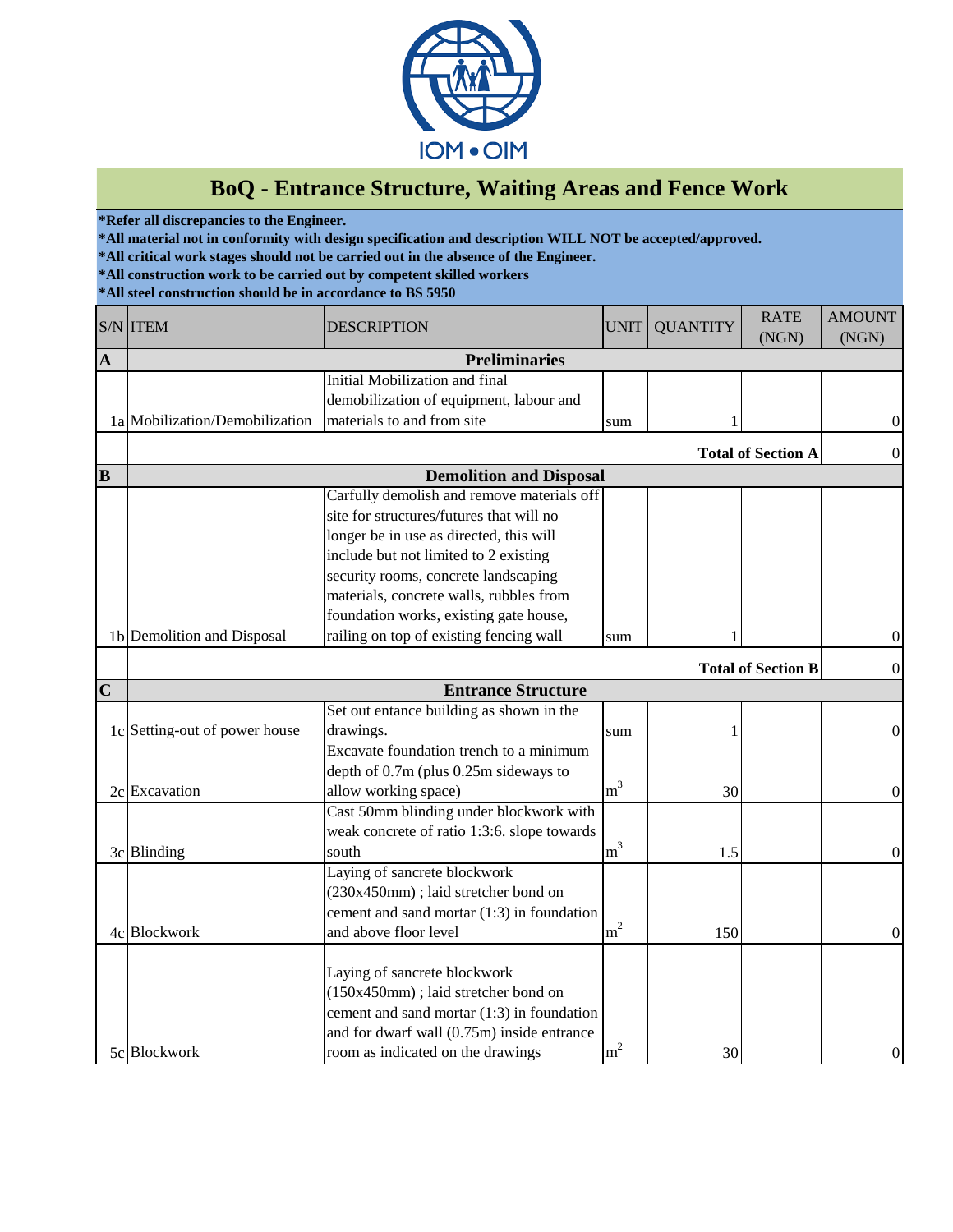IOM • OIM

# BoQ - Entrance Structure, Waiting Areas and Fence Work

**\*Refer all discrepancies to the Engineer.**
**\*All material not in conformity with design specification and description WILL NOT be accepted/approved.**
**\*All critical work stages should not be carried out in the absence of the Engineer.**
**\*All construction work to be carried out by competent skilled workers**
**\*All steel construction should be in accordance to BS 5950**

| S/N | ITEM | DESCRIPTION | UNIT | QUANTITY | RATE (NGN) | AMOUNT (NGN) |
|---|---|---|---|---|---|---|
| **A** | **Preliminaries** | | | | | |
| 1a | Mobilization/Demobilization | Initial Mobilization and final demobilization of equipment, labour and materials to and from site | sum | 1 | | 0 |
| | | | | | **Total of Section A** | 0 |
| **B** | **Demolition and Disposal** | | | | | |
| 1b | Demolition and Disposal | Carfully demolish and remove materials off site for structures/futures that will no longer be in use as directed, this will include but not limited to 2 existing security rooms, concrete landscaping materials, concrete walls, rubbles from foundation works, existing gate house, railing on top of existing fencing wall | sum | 1 | | 0 |
| | | | | | **Total of Section B** | 0 |
| **C** | **Entrance Structure** | | | | | |
| 1c | Setting-out of power house | Set out entance building as shown in the drawings. | sum | 1 | | 0 |
| 2c | Excavation | Excavate foundation trench to a minimum depth of 0.7m (plus 0.25m sideways to allow working space) | $m^3$ | 30 | | 0 |
| 3c | Blinding | Cast 50mm blinding under blockwork with weak concrete of ratio 1:3:6. slope towards south | $m^3$ | 1.5 | | 0 |
| 4c | Blockwork | Laying of sancrete blockwork (230x450mm) ; laid stretcher bond on cement and sand mortar (1:3) in foundation and above floor level | $m^2$ | 150 | | 0 |
| 5c | Blockwork | Laying of sancrete blockwork (150x450mm) ; laid stretcher bond on cement and sand mortar (1:3) in foundation and for dwarf wall (0.75m) inside entrance room as indicated on the drawings | $m^2$ | 30 | | 0 |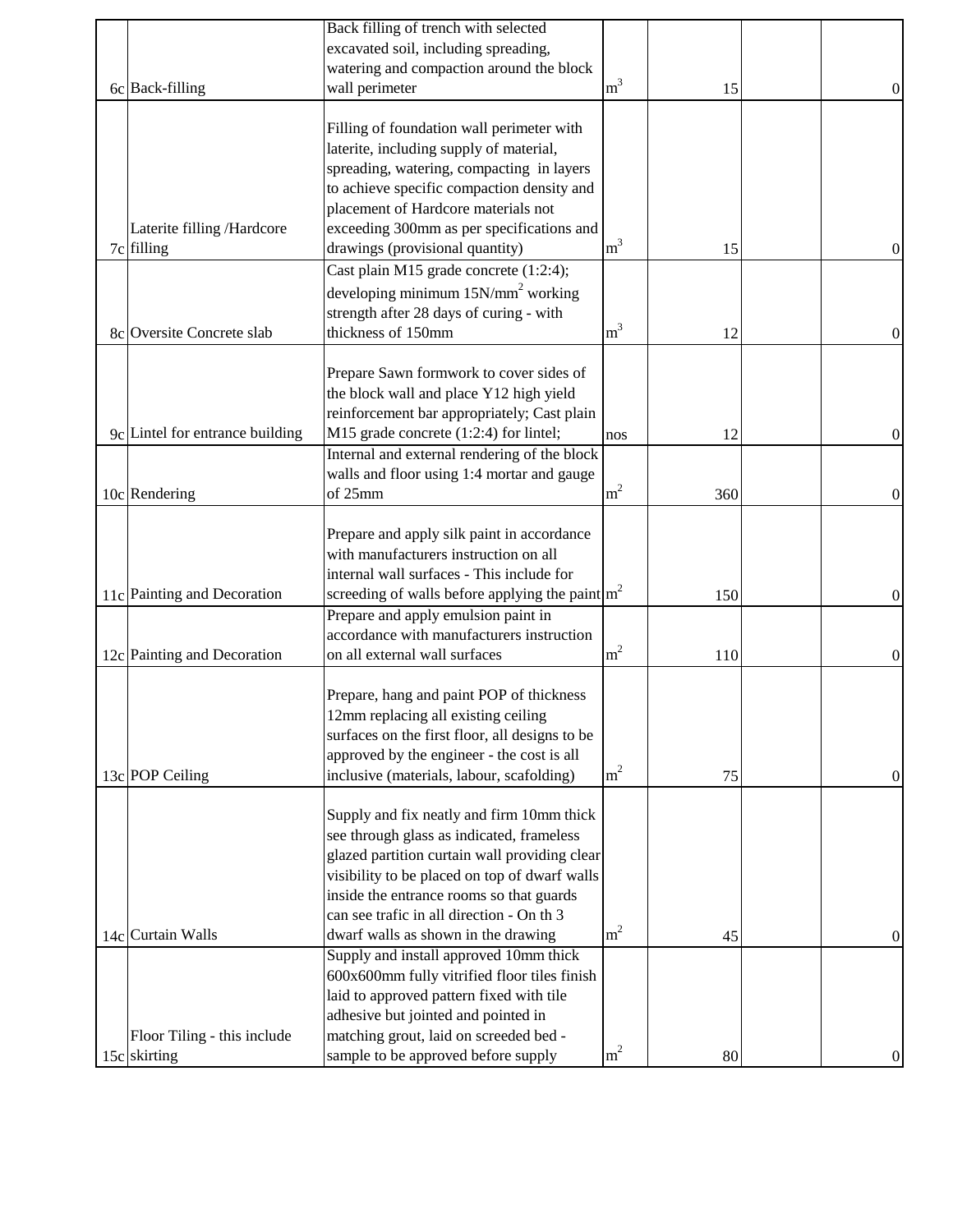| | | | | | | |
|---|---|---|---|---|---|---|
| 6c | Back-filling | Back filling of trench with selected excavated soil, including spreading, watering and compaction around the block wall perimeter | $m^3$ | 15 | | 0 |
| 7c | Laterite filling /Hardcore filling | Filling of foundation wall perimeter with laterite, including supply of material, spreading, watering, compacting in layers to achieve specific compaction density and placement of Hardcore materials not exceeding 300mm as per specifications and drawings (provisional quantity) | $m^3$ | 15 | | 0 |
| 8c | Oversite Concrete slab | Cast plain M15 grade concrete (1:2:4); developing minimum $15N/mm^2$ working strength after 28 days of curing - with thickness of 150mm | $m^3$ | 12 | | 0 |
| 9c | Lintel for entrance building | Prepare Sawn formwork to cover sides of the block wall and place Y12 high yield reinforcement bar appropriately; Cast plain M15 grade concrete (1:2:4) for lintel; | nos | 12 | | 0 |
| 10c | Rendering | Internal and external rendering of the block walls and floor using 1:4 mortar and gauge of 25mm | $m^2$ | 360 | | 0 |
| 11c | Painting and Decoration | Prepare and apply silk paint in accordance with manufacturers instruction on all internal wall surfaces - This include for screeding of walls before applying the paint | $m^2$ | 150 | | 0 |
| 12c | Painting and Decoration | Prepare and apply emulsion paint in accordance with manufacturers instruction on all external wall surfaces | $m^2$ | 110 | | 0 |
| 13c | POP Ceiling | Prepare, hang and paint POP of thickness 12mm replacing all existing ceiling surfaces on the first floor, all designs to be approved by the engineer - the cost is all inclusive (materials, labour, scafolding) | $m^2$ | 75 | | 0 |
| 14c | Curtain Walls | Supply and fix neatly and firm 10mm thick see through glass as indicated, frameless glazed partition curtain wall providing clear visibility to be placed on top of dwarf walls inside the entrance rooms so that guards can see trafic in all direction - On th 3 dwarf walls as shown in the drawing | $m^2$ | 45 | | 0 |
| 15c | Floor Tiling - this include skirting | Supply and install approved 10mm thick 600x600mm fully vitrified floor tiles finish laid to approved pattern fixed with tile adhesive but jointed and pointed in matching grout, laid on screeded bed - sample to be approved before supply | $m^2$ | 80 | | 0 |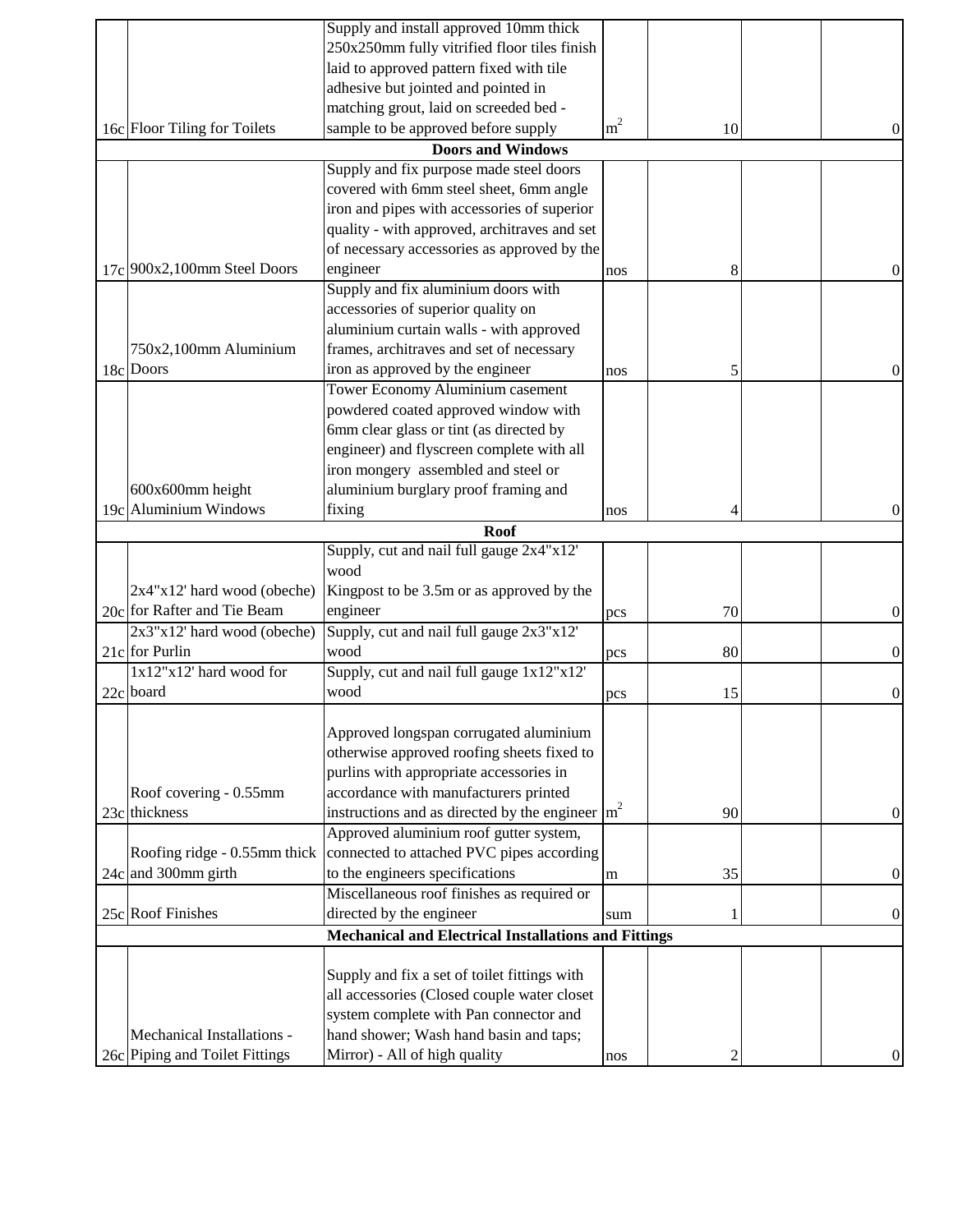| | | | | | | |
|---|---|---|---|---|---|---|
| 16c | Floor Tiling for Toilets | Supply and install approved 10mm thick 250x250mm fully vitrified floor tiles finish laid to approved pattern fixed with tile adhesive but jointed and pointed in matching grout, laid on screeded bed - sample to be approved before supply | $m^2$ | 10 | | 0 |
| | | **Doors and Windows** | | | | |
| 17c | 900x2,100mm Steel Doors | Supply and fix purpose made steel doors covered with 6mm steel sheet, 6mm angle iron and pipes with accessories of superior quality - with approved, architraves and set of necessary accessories as approved by the engineer | nos | 8 | | 0 |
| 18c | 750x2,100mm Aluminium Doors | Supply and fix aluminium doors with accessories of superior quality on aluminium curtain walls - with approved frames, architraves and set of necessary iron as approved by the engineer | nos | 5 | | 0 |
| 19c | 600x600mm height Aluminium Windows | Tower Economy Aluminium casement powdered coated approved window with 6mm clear glass or tint (as directed by engineer) and flyscreen complete with all iron mongery assembled and steel or aluminium burglary proof framing and fixing | nos | 4 | | 0 |
| | | **Roof** | | | | |
| 20c | 2x4"x12' hard wood (obeche) for Rafter and Tie Beam | Supply, cut and nail full gauge 2x4"x12' wood Kingpost to be 3.5m or as approved by the engineer | pcs | 70 | | 0 |
| 21c | 2x3"x12' hard wood (obeche) for Purlin | Supply, cut and nail full gauge 2x3"x12' wood | pcs | 80 | | 0 |
| 22c | 1x12"x12' hard wood for board | Supply, cut and nail full gauge 1x12"x12' wood | pcs | 15 | | 0 |
| 23c | Roof covering - 0.55mm thickness | Approved longspan corrugated aluminium otherwise approved roofing sheets fixed to purlins with appropriate accessories in accordance with manufacturers printed instructions and as directed by the engineer | $m^2$ | 90 | | 0 |
| 24c | Roofing ridge - 0.55mm thick and 300mm girth | Approved aluminium roof gutter system, connected to attached PVC pipes according to the engineers specifications | m | 35 | | 0 |
| 25c | Roof Finishes | Miscellaneous roof finishes as required or directed by the engineer | sum | 1 | | 0 |
| | | **Mechanical and Electrical Installations and Fittings** | | | | |
| 26c | Mechanical Installations - Piping and Toilet Fittings | Supply and fix a set of toilet fittings with all accessories (Closed couple water closet system complete with Pan connector and hand shower; Wash hand basin and taps; Mirror) - All of high quality | nos | 2 | | 0 |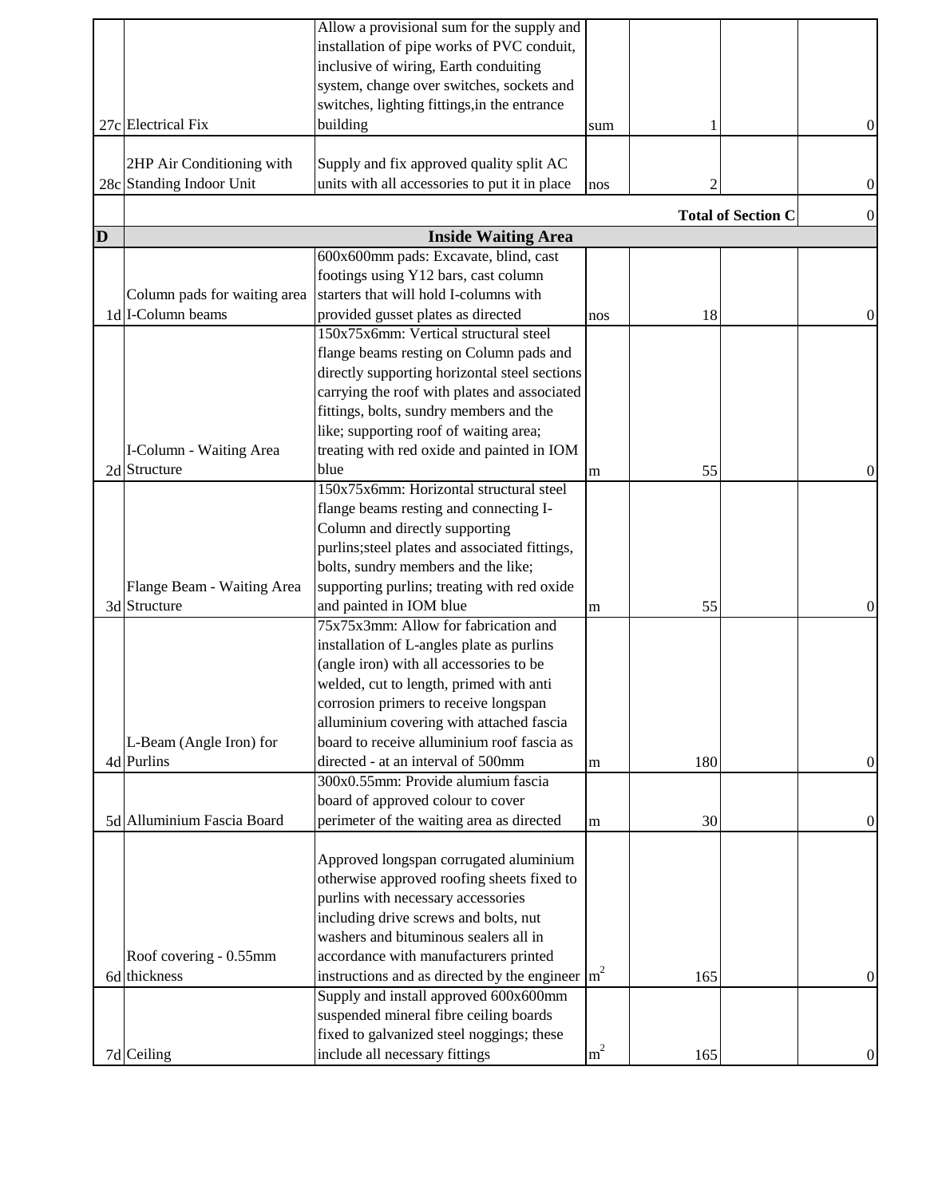| | | | | | | |
|---|---|---|---|---|---|---|
| 27c | Electrical Fix | Allow a provisional sum for the supply and installation of pipe works of PVC conduit, inclusive of wiring, Earth conduiting system, change over switches, sockets and switches, lighting fittings,in the entrance building | sum | 1 | | 0 |
| 28c | 2HP Air Conditioning with Standing Indoor Unit | Supply and fix approved quality split AC units with all accessories to put it in place | nos | 2 | | 0 |
| | | | | | **Total of Section C** | 0 |
| **D** | | **Inside Waiting Area** | | | | |
| 1d | Column pads for waiting area I-Column beams | 600x600mm pads: Excavate, blind, cast footings using Y12 bars, cast column starters that will hold I-columns with provided gusset plates as directed | nos | 18 | | 0 |
| 2d | I-Column - Waiting Area Structure | 150x75x6mm: Vertical structural steel flange beams resting on Column pads and directly supporting horizontal steel sections carrying the roof with plates and associated fittings, bolts, sundry members and the like; supporting roof of waiting area; treating with red oxide and painted in IOM blue | m | 55 | | 0 |
| 3d | Flange Beam - Waiting Area Structure | 150x75x6mm: Horizontal structural steel flange beams resting and connecting I-Column and directly supporting purlins;steel plates and associated fittings, bolts, sundry members and the like; supporting purlins; treating with red oxide and painted in IOM blue | m | 55 | | 0 |
| 4d | L-Beam (Angle Iron) for Purlins | 75x75x3mm: Allow for fabrication and installation of L-angles plate as purlins (angle iron) with all accessories to be welded, cut to length, primed with anti corrosion primers to receive longspan alluminium covering with attached fascia board to receive alluminium roof fascia as directed - at an interval of 500mm | m | 180 | | 0 |
| 5d | Alluminium Fascia Board | 300x0.55mm: Provide alumium fascia board of approved colour to cover perimeter of the waiting area as directed | m | 30 | | 0 |
| 6d | Roof covering - 0.55mm thickness | Approved longspan corrugated aluminium otherwise approved roofing sheets fixed to purlins with necessary accessories including drive screws and bolts, nut washers and bituminous sealers all in accordance with manufacturers printed instructions and as directed by the engineer | $m^2$ | 165 | | 0 |
| 7d | Ceiling | Supply and install approved 600x600mm suspended mineral fibre ceiling boards fixed to galvanized steel noggings; these include all necessary fittings | $m^2$ | 165 | | 0 |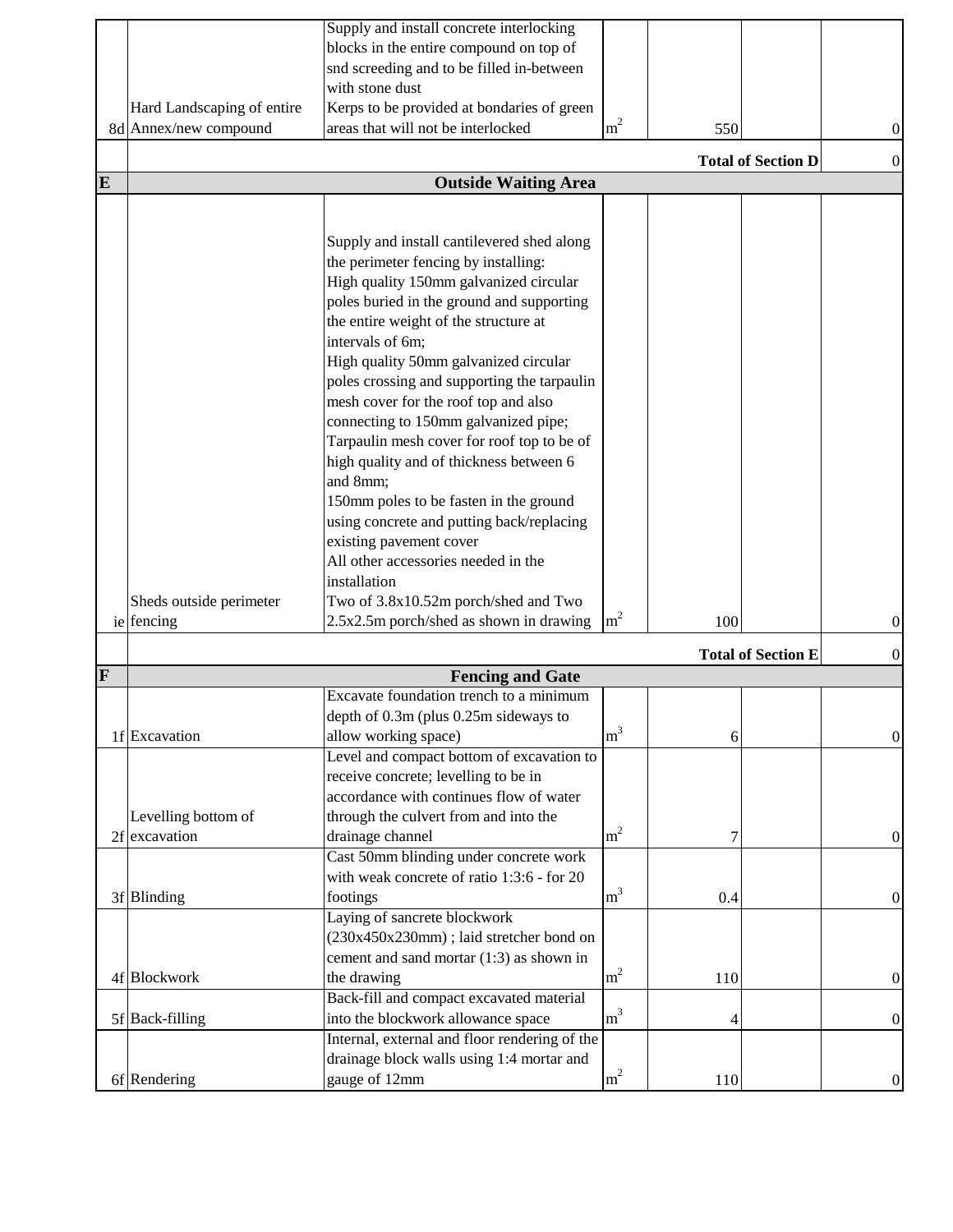| | | | | | | |
|---|---|---|---|---|---|---|
| 8d | Hard Landscaping of entire Annex/new compound | Supply and install concrete interlocking blocks in the entire compound on top of snd screeding and to be filled in-between with stone dust<br>Kerps to be provided at bondaries of green areas that will not be interlocked | $m^2$ | 550 | | 0 |
| | | | | | **Total of Section D** | 0 |
| **E** | | **Outside Waiting Area** | | | | |
| ie | Sheds outside perimeter fencing | Supply and install cantilevered shed along the perimeter fencing by installing:<br>High quality 150mm galvanized circular poles buried in the ground and supporting the entire weight of the structure at intervals of 6m;<br>High quality 50mm galvanized circular poles crossing and supporting the tarpaulin mesh cover for the roof top and also connecting to 150mm galvanized pipe;<br>Tarpaulin mesh cover for roof top to be of high quality and of thickness between 6 and 8mm;<br>150mm poles to be fasten in the ground using concrete and putting back/replacing existing pavement cover<br>All other accessories needed in the installation<br>Two of 3.8x10.52m porch/shed and Two 2.5x2.5m porch/shed as shown in drawing | $m^2$ | 100 | | 0 |
| | | | | | **Total of Section E** | 0 |
| **F** | | **Fencing and Gate** | | | | |
| 1f | Excavation | Excavate foundation trench to a minimum depth of 0.3m (plus 0.25m sideways to allow working space) | $m^3$ | 6 | | 0 |
| 2f | Levelling bottom of excavation | Level and compact bottom of excavation to receive concrete; levelling to be in accordance with continues flow of water through the culvert from and into the drainage channel | $m^2$ | 7 | | 0 |
| 3f | Blinding | Cast 50mm blinding under concrete work with weak concrete of ratio 1:3:6 - for 20 footings | $m^3$ | 0.4 | | 0 |
| 4f | Blockwork | Laying of sancrete blockwork (230x450x230mm) ; laid stretcher bond on cement and sand mortar (1:3) as shown in the drawing | $m^2$ | 110 | | 0 |
| 5f | Back-filling | Back-fill and compact excavated material into the blockwork allowance space | $m^3$ | 4 | | 0 |
| 6f | Rendering | Internal, external and floor rendering of the drainage block walls using 1:4 mortar and gauge of 12mm | $m^2$ | 110 | | 0 |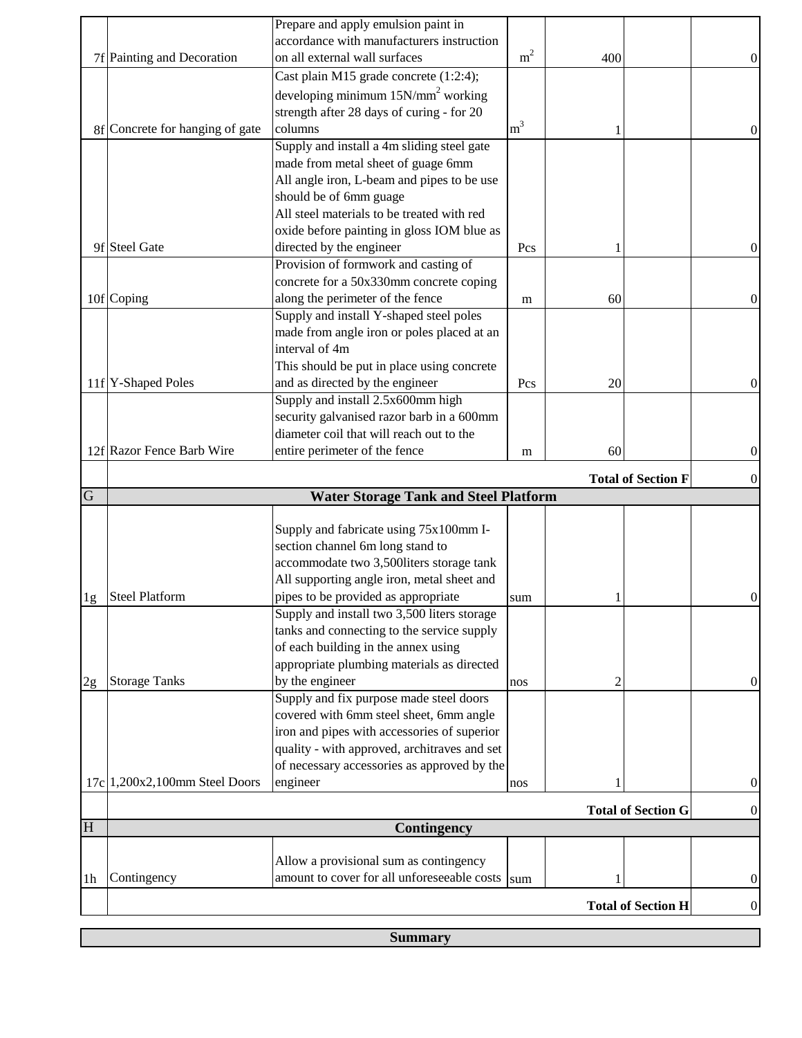| | | | | | | |
|---|---|---|---|---|---|---|
| 7f | Painting and Decoration | Prepare and apply emulsion paint in accordance with manufacturers instruction on all external wall surfaces | $m^2$ | 400 | | 0 |
| 8f | Concrete for hanging of gate | Cast plain M15 grade concrete (1:2:4); developing minimum $15N/mm^2$ working strength after 28 days of curing - for 20 columns | $m^3$ | 1 | | 0 |
| 9f | Steel Gate | Supply and install a 4m sliding steel gate made from metal sheet of guage 6mm<br>All angle iron, L-beam and pipes to be use should be of 6mm guage<br>All steel materials to be treated with red oxide before painting in gloss IOM blue as directed by the engineer | Pcs | 1 | | 0 |
| 10f | Coping | Provision of formwork and casting of concrete for a 50x330mm concrete coping along the perimeter of the fence | m | 60 | | 0 |
| 11f | Y-Shaped Poles | Supply and install Y-shaped steel poles made from angle iron or poles placed at an interval of 4m<br>This should be put in place using concrete and as directed by the engineer | Pcs | 20 | | 0 |
| 12f | Razor Fence Barb Wire | Supply and install 2.5x600mm high security galvanised razor barb in a 600mm diameter coil that will reach out to the entire perimeter of the fence | m | 60 | | 0 |
| | | | | | **Total of Section F** | 0 |
| G | | **Water Storage Tank and Steel Platform** | | | | |
| 1g | Steel Platform | Supply and fabricate using 75x100mm I-section channel 6m long stand to accommodate two 3,500liters storage tank<br>All supporting angle iron, metal sheet and pipes to be provided as appropriate | sum | 1 | | 0 |
| 2g | Storage Tanks | Supply and install two 3,500 liters storage tanks and connecting to the service supply of each building in the annex using appropriate plumbing materials as directed by the engineer | nos | 2 | | 0 |
| 17c | 1,200x2,100mm Steel Doors | Supply and fix purpose made steel doors covered with 6mm steel sheet, 6mm angle iron and pipes with accessories of superior quality - with approved, architraves and set of necessary accessories as approved by the engineer | nos | 1 | | 0 |
| | | | | | **Total of Section G** | 0 |
| H | | **Contingency** | | | | |
| 1h | Contingency | Allow a provisional sum as contingency amount to cover for all unforeseeable costs | sum | 1 | | 0 |
| | | | | | **Total of Section H** | 0 |

**Summary**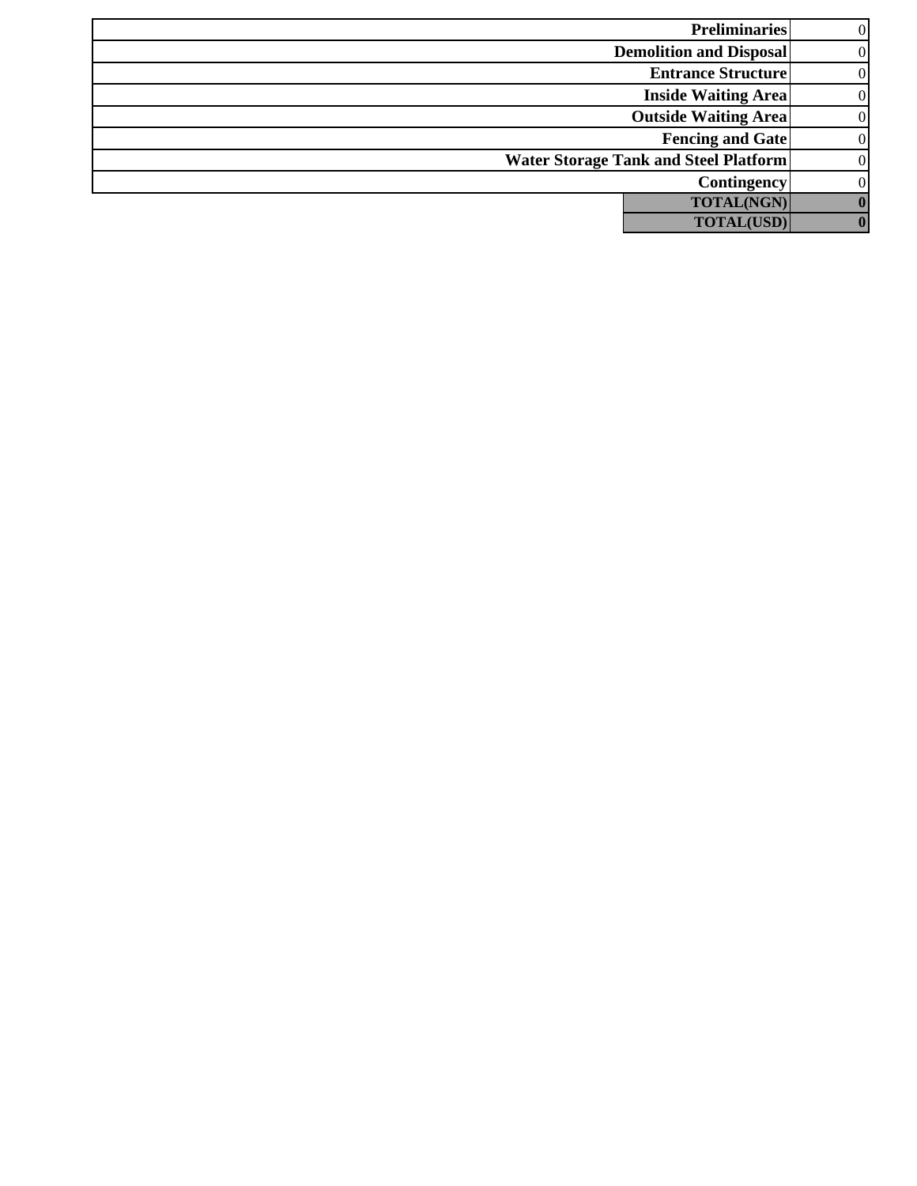| | |
|---|---|
| **Preliminaries** | 0 |
| **Demolition and Disposal** | 0 |
| **Entrance Structure** | 0 |
| **Inside Waiting Area** | 0 |
| **Outside Waiting Area** | 0 |
| **Fencing and Gate** | 0 |
| **Water Storage Tank and Steel Platform** | 0 |
| **Contingency** | 0 |
| **TOTAL(NGN)** | **0** |
| **TOTAL(USD)** | **0** |